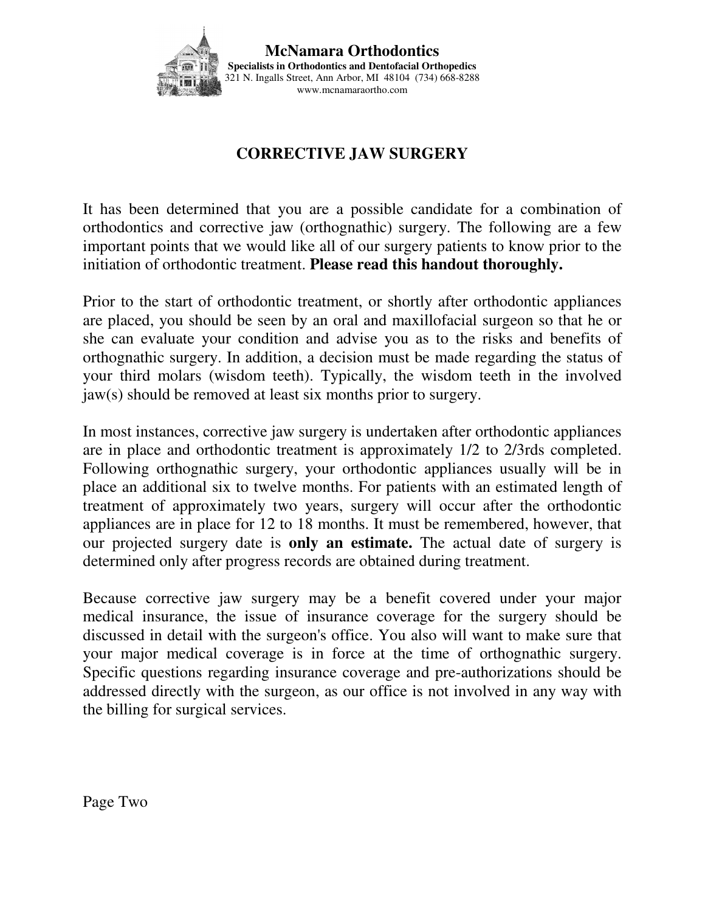**McNamara Orthodontics**
**Specialists in Orthodontics and Dentofacial Orthopedics**
321 N. Ingalls Street, Ann Arbor, MI 48104 (734) 668-8288
www.mcnamaraortho.com

# CORRECTIVE JAW SURGERY

It has been determined that you are a possible candidate for a combination of orthodontics and corrective jaw (orthognathic) surgery. The following are a few important points that we would like all of our surgery patients to know prior to the initiation of orthodontic treatment. **Please read this handout thoroughly.**

Prior to the start of orthodontic treatment, or shortly after orthodontic appliances are placed, you should be seen by an oral and maxillofacial surgeon so that he or she can evaluate your condition and advise you as to the risks and benefits of orthognathic surgery. In addition, a decision must be made regarding the status of your third molars (wisdom teeth). Typically, the wisdom teeth in the involved jaw(s) should be removed at least six months prior to surgery.

In most instances, corrective jaw surgery is undertaken after orthodontic appliances are in place and orthodontic treatment is approximately 1/2 to 2/3rds completed. Following orthognathic surgery, your orthodontic appliances usually will be in place an additional six to twelve months. For patients with an estimated length of treatment of approximately two years, surgery will occur after the orthodontic appliances are in place for 12 to 18 months. It must be remembered, however, that our projected surgery date is **only an estimate.** The actual date of surgery is determined only after progress records are obtained during treatment.

Because corrective jaw surgery may be a benefit covered under your major medical insurance, the issue of insurance coverage for the surgery should be discussed in detail with the surgeon's office. You also will want to make sure that your major medical coverage is in force at the time of orthognathic surgery. Specific questions regarding insurance coverage and pre-authorizations should be addressed directly with the surgeon, as our office is not involved in any way with the billing for surgical services.

Page Two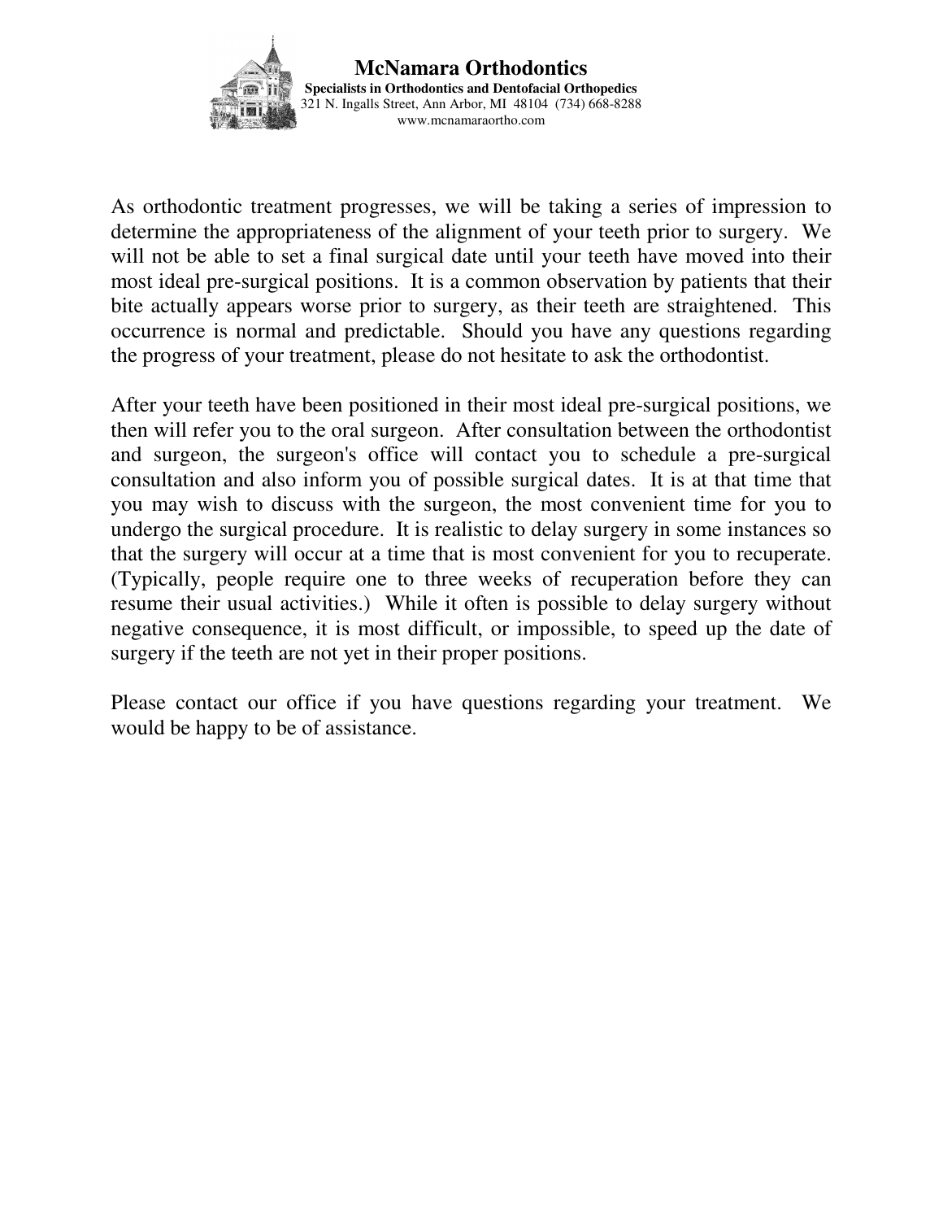**McNamara Orthodontics**
**Specialists in Orthodontics and Dentofacial Orthopedics**
321 N. Ingalls Street, Ann Arbor, MI 48104 (734) 668-8288
www.mcnamaraortho.com

As orthodontic treatment progresses, we will be taking a series of impression to determine the appropriateness of the alignment of your teeth prior to surgery. We will not be able to set a final surgical date until your teeth have moved into their most ideal pre-surgical positions. It is a common observation by patients that their bite actually appears worse prior to surgery, as their teeth are straightened. This occurrence is normal and predictable. Should you have any questions regarding the progress of your treatment, please do not hesitate to ask the orthodontist.

After your teeth have been positioned in their most ideal pre-surgical positions, we then will refer you to the oral surgeon. After consultation between the orthodontist and surgeon, the surgeon's office will contact you to schedule a pre-surgical consultation and also inform you of possible surgical dates. It is at that time that you may wish to discuss with the surgeon, the most convenient time for you to undergo the surgical procedure. It is realistic to delay surgery in some instances so that the surgery will occur at a time that is most convenient for you to recuperate. (Typically, people require one to three weeks of recuperation before they can resume their usual activities.) While it often is possible to delay surgery without negative consequence, it is most difficult, or impossible, to speed up the date of surgery if the teeth are not yet in their proper positions.

Please contact our office if you have questions regarding your treatment. We would be happy to be of assistance.